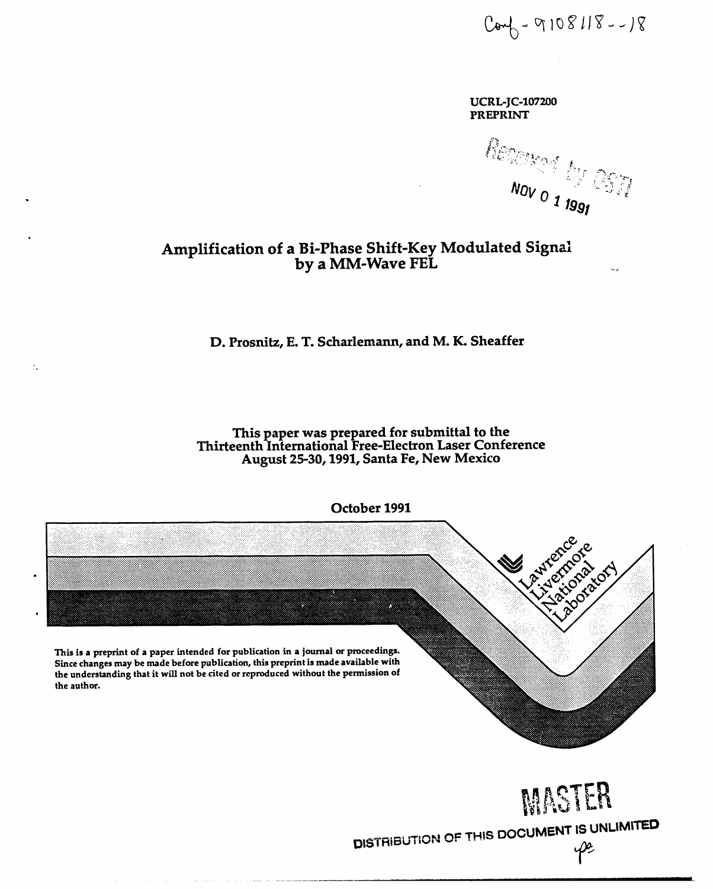Conf-9108118--18

UCRL-JC-107200
PREPRINT

Received by OSTI

NOV 0 1 1991

# Amplification of a Bi-Phase Shift-Key Modulated Signal by a MM-Wave FEL

D. Prosnitz, E. T. Scharlemann, and M. K. Sheaffer

This paper was prepared for submittal to the
Thirteenth International Free-Electron Laser Conference
August 25-30, 1991, Santa Fe, New Mexico

October 1991

Lawrence Livermore National Laboratory

**This is a preprint of a paper intended for publication in a journal or proceedings. Since changes may be made before publication, this preprint is made available with the understanding that it will not be cited or reproduced without the permission of the author.**

MASTER

DISTRIBUTION OF THIS DOCUMENT IS UNLIMITED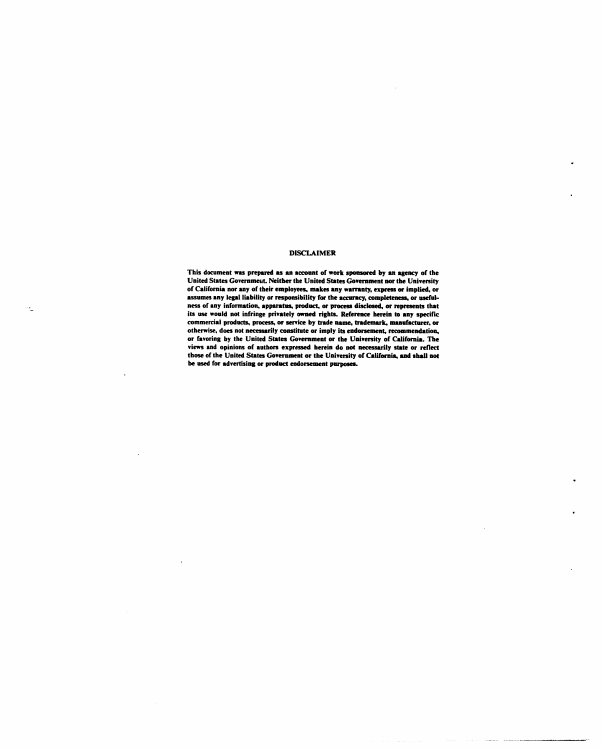## DISCLAIMER

This document was prepared as an account of work sponsored by an agency of the United States Government. Neither the United States Government nor the University of California nor any of their employees, makes any warranty, express or implied, or assumes any legal liability or responsibility for the accuracy, completeness, or usefulness of any information, apparatus, product, or process disclosed, or represents that its use would not infringe privately owned rights. Reference herein to any specific commercial products, process, or service by trade name, trademark, manufacturer, or otherwise, does not necessarily constitute or imply its endorsement, recommendation, or favoring by the United States Government or the University of California. The views and opinions of authors expressed herein do not necessarily state or reflect those of the United States Government or the University of California, and shall not be used for advertising or product endorsement purposes.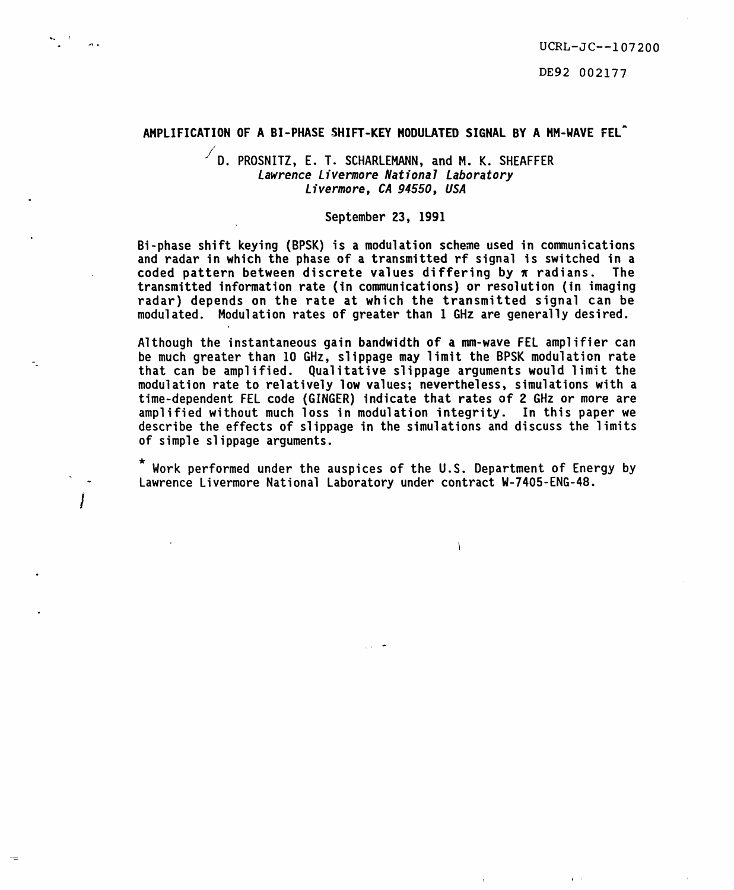UCRL-JC--107200

DE92 002177

# AMPLIFICATION OF A BI-PHASE SHIFT-KEY MODULATED SIGNAL BY A MM-WAVE FEL*

D. PROSNITZ, E. T. SCHARLEMANN, and M. K. SHEAFFER
*Lawrence Livermore National Laboratory*
*Livermore, CA 94550, USA*

September 23, 1991

Bi-phase shift keying (BPSK) is a modulation scheme used in communications and radar in which the phase of a transmitted rf signal is switched in a coded pattern between discrete values differing by $\pi$ radians. The transmitted information rate (in communications) or resolution (in imaging radar) depends on the rate at which the transmitted signal can be modulated. Modulation rates of greater than 1 GHz are generally desired.

Although the instantaneous gain bandwidth of a mm-wave FEL amplifier can be much greater than 10 GHz, slippage may limit the BPSK modulation rate that can be amplified. Qualitative slippage arguments would limit the modulation rate to relatively low values; nevertheless, simulations with a time-dependent FEL code (GINGER) indicate that rates of 2 GHz or more are amplified without much loss in modulation integrity. In this paper we describe the effects of slippage in the simulations and discuss the limits of simple slippage arguments.

* Work performed under the auspices of the U.S. Department of Energy by Lawrence Livermore National Laboratory under contract W-7405-ENG-48.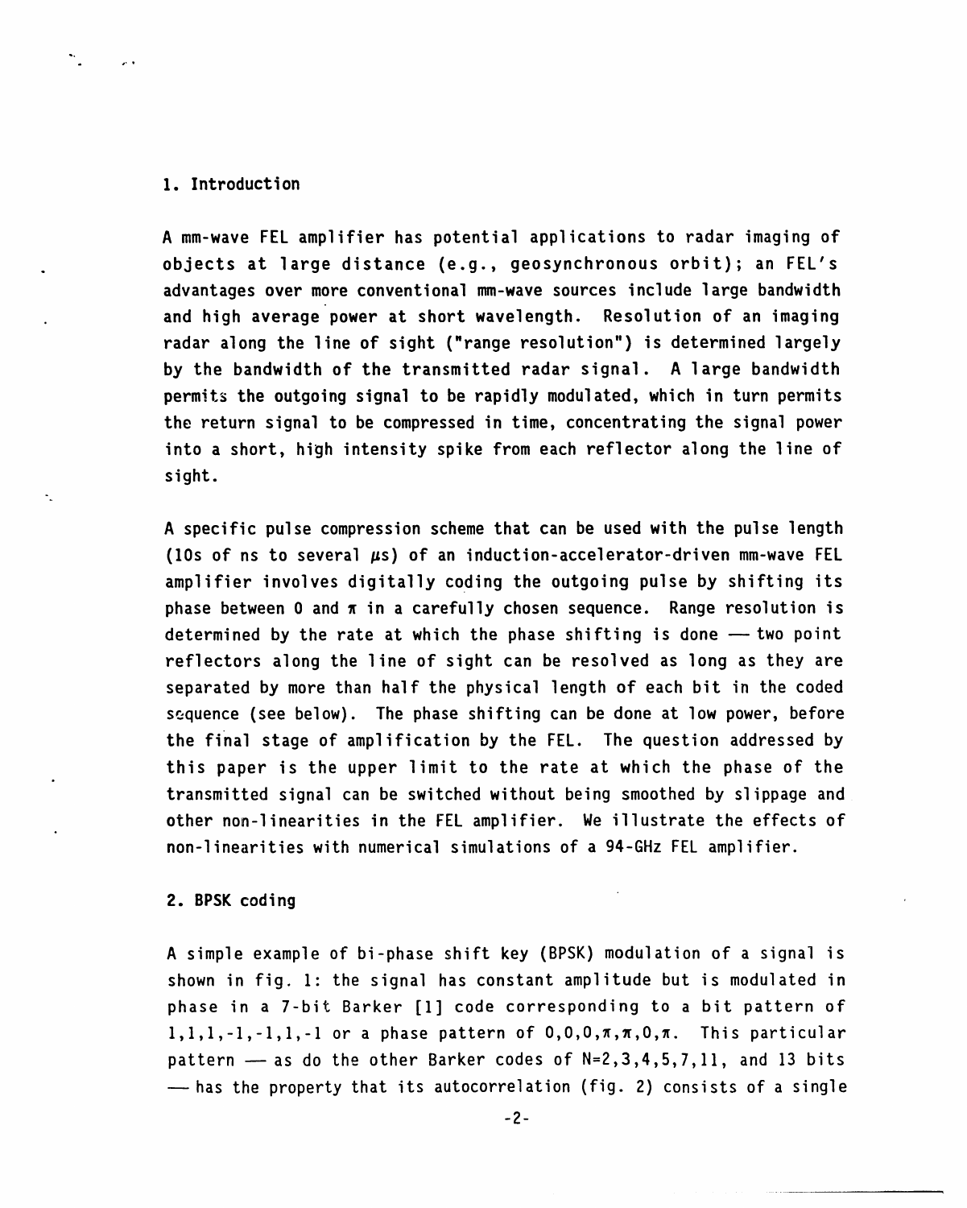## 1. Introduction

A mm-wave FEL amplifier has potential applications to radar imaging of objects at large distance (e.g., geosynchronous orbit); an FEL's advantages over more conventional mm-wave sources include large bandwidth and high average power at short wavelength. Resolution of an imaging radar along the line of sight ("range resolution") is determined largely by the bandwidth of the transmitted radar signal. A large bandwidth permits the outgoing signal to be rapidly modulated, which in turn permits the return signal to be compressed in time, concentrating the signal power into a short, high intensity spike from each reflector along the line of sight.

A specific pulse compression scheme that can be used with the pulse length (10s of ns to several $\mu$s) of an induction-accelerator-driven mm-wave FEL amplifier involves digitally coding the outgoing pulse by shifting its phase between 0 and $\pi$ in a carefully chosen sequence. Range resolution is determined by the rate at which the phase shifting is done — two point reflectors along the line of sight can be resolved as long as they are separated by more than half the physical length of each bit in the coded sequence (see below). The phase shifting can be done at low power, before the final stage of amplification by the FEL. The question addressed by this paper is the upper limit to the rate at which the phase of the transmitted signal can be switched without being smoothed by slippage and other non-linearities in the FEL amplifier. We illustrate the effects of non-linearities with numerical simulations of a 94-GHz FEL amplifier.

## 2. BPSK coding

A simple example of bi-phase shift key (BPSK) modulation of a signal is shown in fig. 1: the signal has constant amplitude but is modulated in phase in a 7-bit Barker [1] code corresponding to a bit pattern of 1,1,1,-1,-1,1,-1 or a phase pattern of $0,0,0,\pi,\pi,0,\pi$. This particular pattern — as do the other Barker codes of N=2,3,4,5,7,11, and 13 bits — has the property that its autocorrelation (fig. 2) consists of a single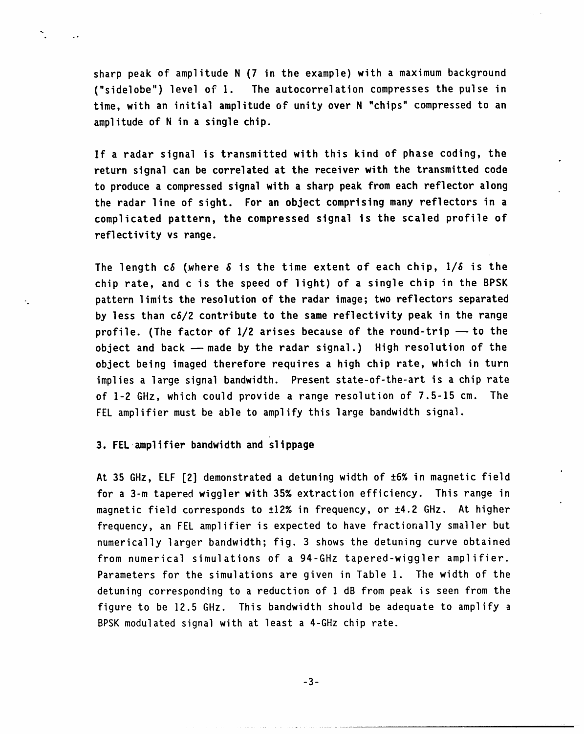sharp peak of amplitude N (7 in the example) with a maximum background ("sidelobe") level of 1. The autocorrelation compresses the pulse in time, with an initial amplitude of unity over N "chips" compressed to an amplitude of N in a single chip.

If a radar signal is transmitted with this kind of phase coding, the return signal can be correlated at the receiver with the transmitted code to produce a compressed signal with a sharp peak from each reflector along the radar line of sight. For an object comprising many reflectors in a complicated pattern, the compressed signal is the scaled profile of reflectivity vs range.

The length $c\delta$ (where $\delta$ is the time extent of each chip, $1/\delta$ is the chip rate, and c is the speed of light) of a single chip in the BPSK pattern limits the resolution of the radar image; two reflectors separated by less than $c\delta/2$ contribute to the same reflectivity peak in the range profile. (The factor of 1/2 arises because of the round-trip — to the object and back — made by the radar signal.) High resolution of the object being imaged therefore requires a high chip rate, which in turn implies a large signal bandwidth. Present state-of-the-art is a chip rate of 1-2 GHz, which could provide a range resolution of 7.5-15 cm. The FEL amplifier must be able to amplify this large bandwidth signal.

### 3. FEL amplifier bandwidth and slippage

At 35 GHz, ELF [2] demonstrated a detuning width of ±6% in magnetic field for a 3-m tapered wiggler with 35% extraction efficiency. This range in magnetic field corresponds to ±12% in frequency, or ±4.2 GHz. At higher frequency, an FEL amplifier is expected to have fractionally smaller but numerically larger bandwidth; fig. 3 shows the detuning curve obtained from numerical simulations of a 94-GHz tapered-wiggler amplifier. Parameters for the simulations are given in Table 1. The width of the detuning corresponding to a reduction of 1 dB from peak is seen from the figure to be 12.5 GHz. This bandwidth should be adequate to amplify a BPSK modulated signal with at least a 4-GHz chip rate.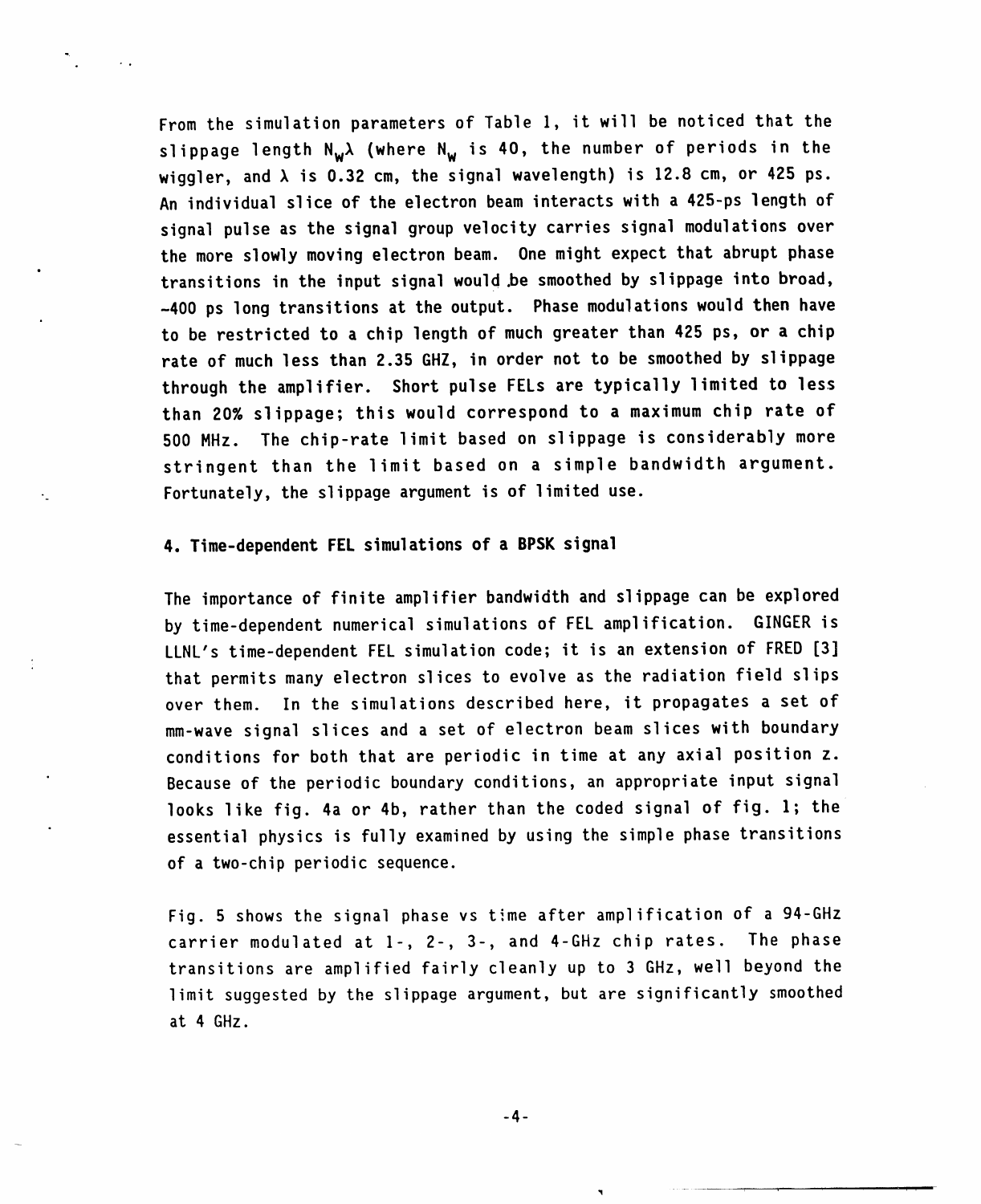From the simulation parameters of Table 1, it will be noticed that the slippage length $N_w\lambda$ (where $N_w$ is 40, the number of periods in the wiggler, and $\lambda$ is 0.32 cm, the signal wavelength) is 12.8 cm, or 425 ps. An individual slice of the electron beam interacts with a 425-ps length of signal pulse as the signal group velocity carries signal modulations over the more slowly moving electron beam. One might expect that abrupt phase transitions in the input signal would be smoothed by slippage into broad, ~400 ps long transitions at the output. Phase modulations would then have to be restricted to a chip length of much greater than 425 ps, or a chip rate of much less than 2.35 GHZ, in order not to be smoothed by slippage through the amplifier. Short pulse FELs are typically limited to less than 20% slippage; this would correspond to a maximum chip rate of 500 MHz. The chip-rate limit based on slippage is considerably more stringent than the limit based on a simple bandwidth argument. Fortunately, the slippage argument is of limited use.

## 4. Time-dependent FEL simulations of a BPSK signal

The importance of finite amplifier bandwidth and slippage can be explored by time-dependent numerical simulations of FEL amplification. GINGER is LLNL's time-dependent FEL simulation code; it is an extension of FRED [3] that permits many electron slices to evolve as the radiation field slips over them. In the simulations described here, it propagates a set of mm-wave signal slices and a set of electron beam slices with boundary conditions for both that are periodic in time at any axial position z. Because of the periodic boundary conditions, an appropriate input signal looks like fig. 4a or 4b, rather than the coded signal of fig. 1; the essential physics is fully examined by using the simple phase transitions of a two-chip periodic sequence.

Fig. 5 shows the signal phase vs time after amplification of a 94-GHz carrier modulated at 1-, 2-, 3-, and 4-GHz chip rates. The phase transitions are amplified fairly cleanly up to 3 GHz, well beyond the limit suggested by the slippage argument, but are significantly smoothed at 4 GHz.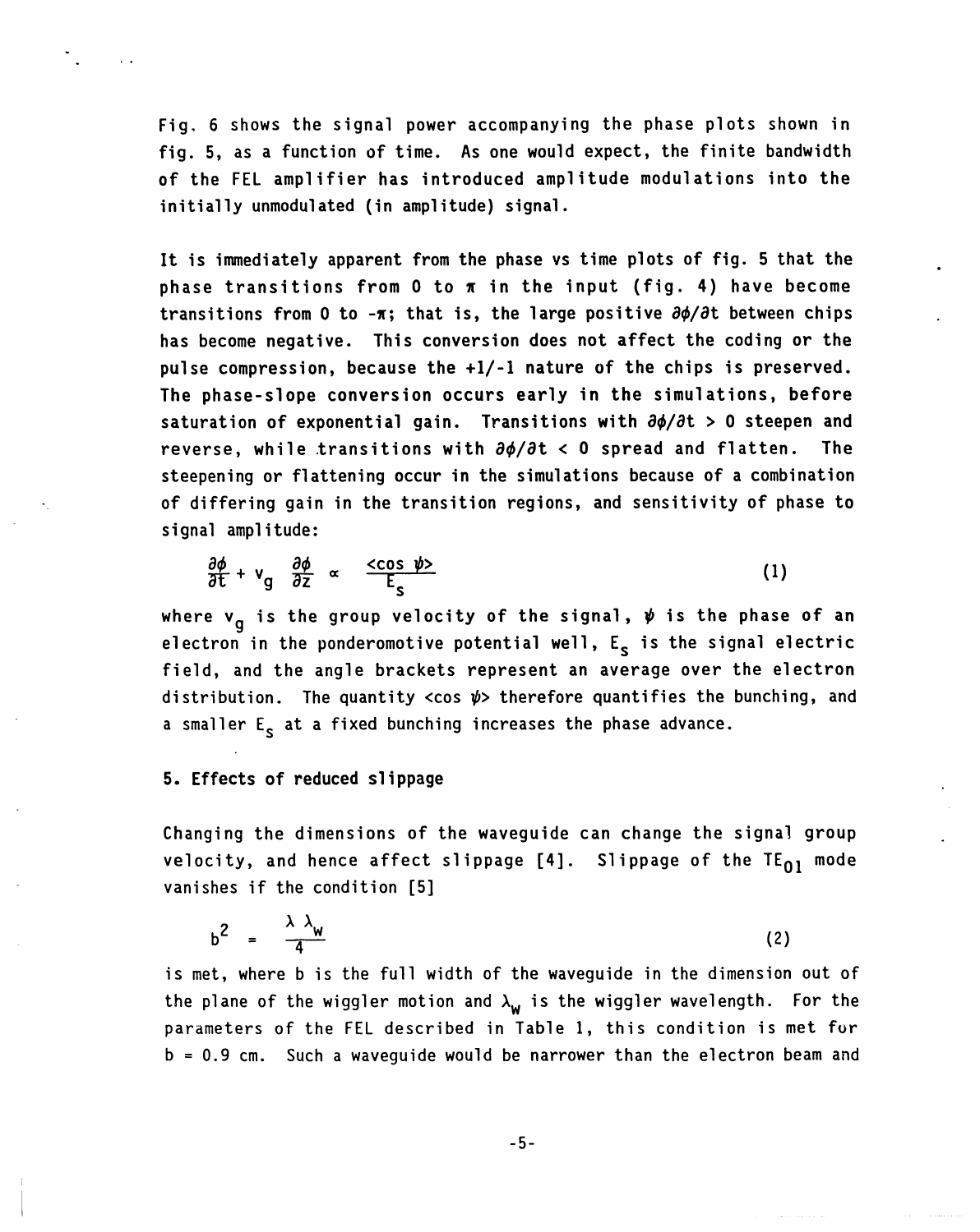Fig. 6 shows the signal power accompanying the phase plots shown in fig. 5, as a function of time. As one would expect, the finite bandwidth of the FEL amplifier has introduced amplitude modulations into the initially unmodulated (in amplitude) signal.

It is immediately apparent from the phase vs time plots of fig. 5 that the phase transitions from 0 to $\pi$ in the input (fig. 4) have become transitions from 0 to $-\pi$; that is, the large positive $\partial\phi/\partial t$ between chips has become negative. This conversion does not affect the coding or the pulse compression, because the +1/-1 nature of the chips is preserved. The phase-slope conversion occurs early in the simulations, before saturation of exponential gain. Transitions with $\partial\phi/\partial t > 0$ steepen and reverse, while transitions with $\partial\phi/\partial t < 0$ spread and flatten. The steepening or flattening occur in the simulations because of a combination of differing gain in the transition regions, and sensitivity of phase to signal amplitude:

$$\frac{\partial\phi}{\partial t} + v_g \frac{\partial\phi}{\partial z} \propto \frac{\langle \cos \psi \rangle}{E_s} \tag{1}$$

where $v_g$ is the group velocity of the signal, $\psi$ is the phase of an electron in the ponderomotive potential well, $E_s$ is the signal electric field, and the angle brackets represent an average over the electron distribution. The quantity $\langle \cos \psi \rangle$ therefore quantifies the bunching, and a smaller $E_s$ at a fixed bunching increases the phase advance.

## 5. Effects of reduced slippage

Changing the dimensions of the waveguide can change the signal group velocity, and hence affect slippage [4]. Slippage of the $TE_{01}$ mode vanishes if the condition [5]

$$b^2 = \frac{\lambda \lambda_w}{4} \tag{2}$$

is met, where b is the full width of the waveguide in the dimension out of the plane of the wiggler motion and $\lambda_w$ is the wiggler wavelength. For the parameters of the FEL described in Table 1, this condition is met for b = 0.9 cm. Such a waveguide would be narrower than the electron beam and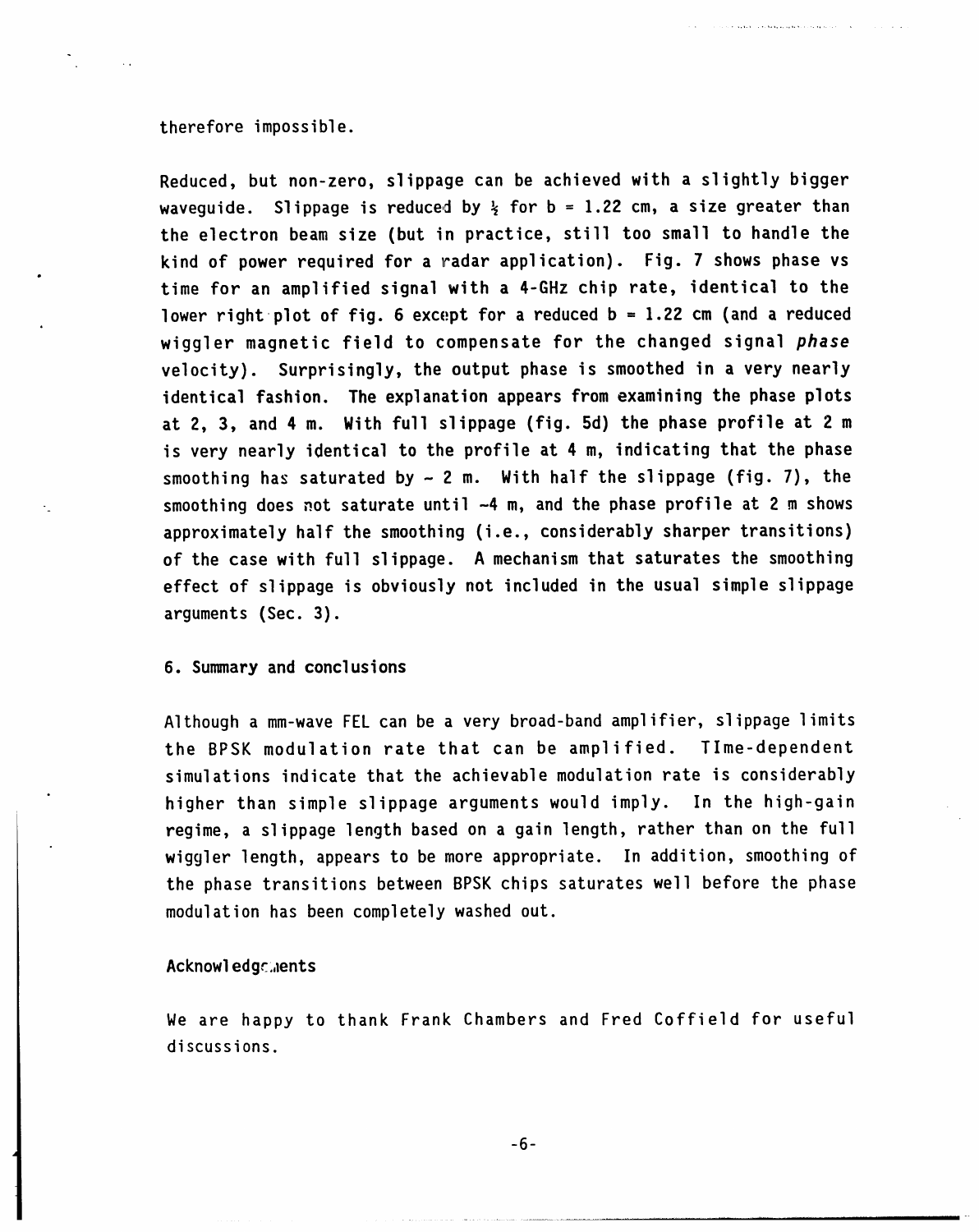therefore impossible.

Reduced, but non-zero, slippage can be achieved with a slightly bigger waveguide. Slippage is reduced by ½ for b = 1.22 cm, a size greater than the electron beam size (but in practice, still too small to handle the kind of power required for a radar application). Fig. 7 shows phase vs time for an amplified signal with a 4-GHz chip rate, identical to the lower right plot of fig. 6 except for a reduced b = 1.22 cm (and a reduced wiggler magnetic field to compensate for the changed signal *phase* velocity). Surprisingly, the output phase is smoothed in a very nearly identical fashion. The explanation appears from examining the phase plots at 2, 3, and 4 m. With full slippage (fig. 5d) the phase profile at 2 m is very nearly identical to the profile at 4 m, indicating that the phase smoothing has saturated by ~ 2 m. With half the slippage (fig. 7), the smoothing does not saturate until ~4 m, and the phase profile at 2 m shows approximately half the smoothing (i.e., considerably sharper transitions) of the case with full slippage. A mechanism that saturates the smoothing effect of slippage is obviously not included in the usual simple slippage arguments (Sec. 3).

## 6. Summary and conclusions

Although a mm-wave FEL can be a very broad-band amplifier, slippage limits the BPSK modulation rate that can be amplified. TIme-dependent simulations indicate that the achievable modulation rate is considerably higher than simple slippage arguments would imply. In the high-gain regime, a slippage length based on a gain length, rather than on the full wiggler length, appears to be more appropriate. In addition, smoothing of the phase transitions between BPSK chips saturates well before the phase modulation has been completely washed out.

## Acknowledgements

We are happy to thank Frank Chambers and Fred Coffield for useful discussions.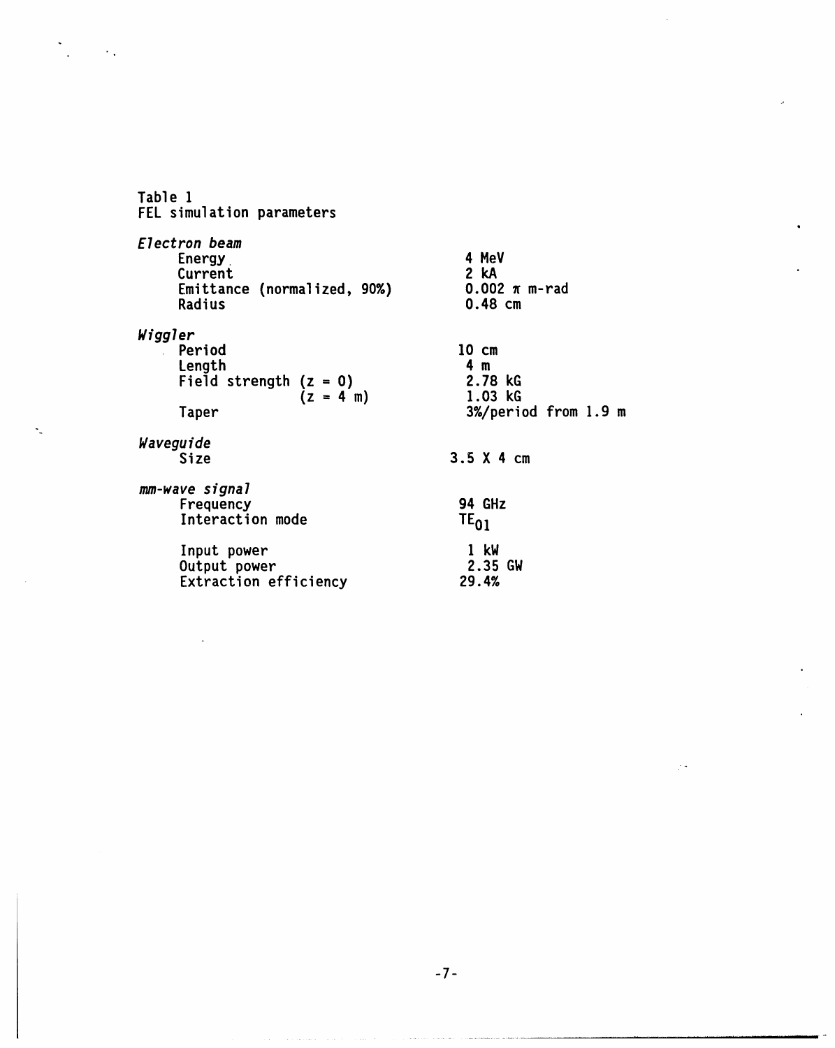Table 1
FEL simulation parameters

| | |
|---|---|
| *Electron beam* | |
| Energy | 4 MeV |
| Current | 2 kA |
| Emittance (normalized, 90%) | 0.002 $\pi$ m-rad |
| Radius | 0.48 cm |
| *Wiggler* | |
| Period | 10 cm |
| Length | 4 m |
| Field strength ($z = 0$) | 2.78 kG |
| ($z = 4$ m) | 1.03 kG |
| Taper | 3%/period from 1.9 m |
| *Waveguide* | |
| Size | 3.5 X 4 cm |
| *mm-wave signal* | |
| Frequency | 94 GHz |
| Interaction mode | $TE_{01}$ |
| Input power | 1 kW |
| Output power | 2.35 GW |
| Extraction efficiency | 29.4% |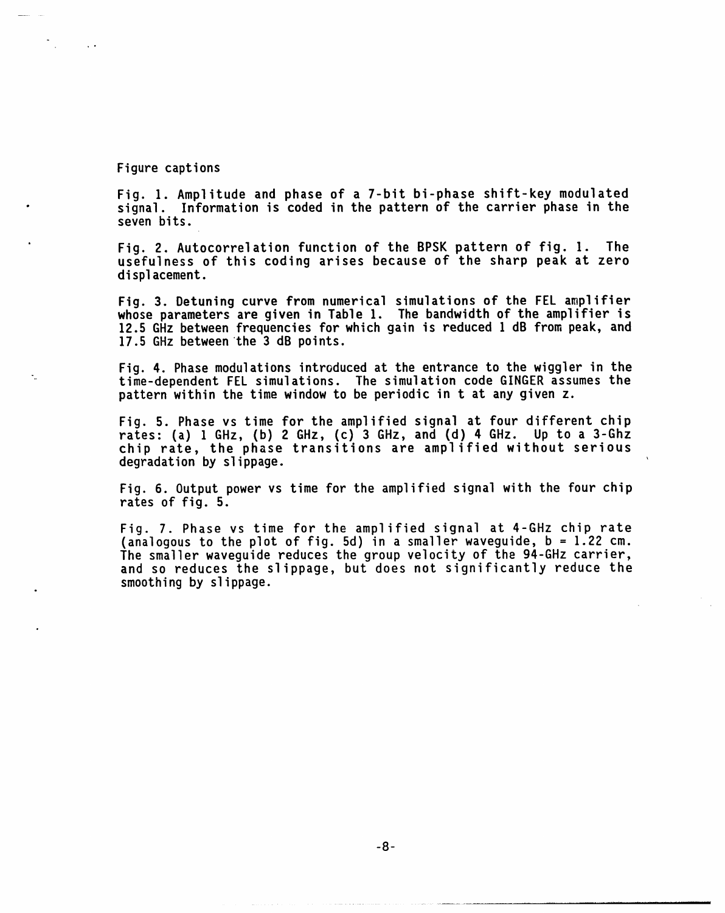Figure captions

Fig. 1. Amplitude and phase of a 7-bit bi-phase shift-key modulated signal. Information is coded in the pattern of the carrier phase in the seven bits.

Fig. 2. Autocorrelation function of the BPSK pattern of fig. 1. The usefulness of this coding arises because of the sharp peak at zero displacement.

Fig. 3. Detuning curve from numerical simulations of the FEL amplifier whose parameters are given in Table 1. The bandwidth of the amplifier is 12.5 GHz between frequencies for which gain is reduced 1 dB from peak, and 17.5 GHz between the 3 dB points.

Fig. 4. Phase modulations introduced at the entrance to the wiggler in the time-dependent FEL simulations. The simulation code GINGER assumes the pattern within the time window to be periodic in t at any given z.

Fig. 5. Phase vs time for the amplified signal at four different chip rates: (a) 1 GHz, (b) 2 GHz, (c) 3 GHz, and (d) 4 GHz. Up to a 3-Ghz chip rate, the phase transitions are amplified without serious degradation by slippage.

Fig. 6. Output power vs time for the amplified signal with the four chip rates of fig. 5.

Fig. 7. Phase vs time for the amplified signal at 4-GHz chip rate (analogous to the plot of fig. 5d) in a smaller waveguide, $b = 1.22$ cm. The smaller waveguide reduces the group velocity of the 94-GHz carrier, and so reduces the slippage, but does not significantly reduce the smoothing by slippage.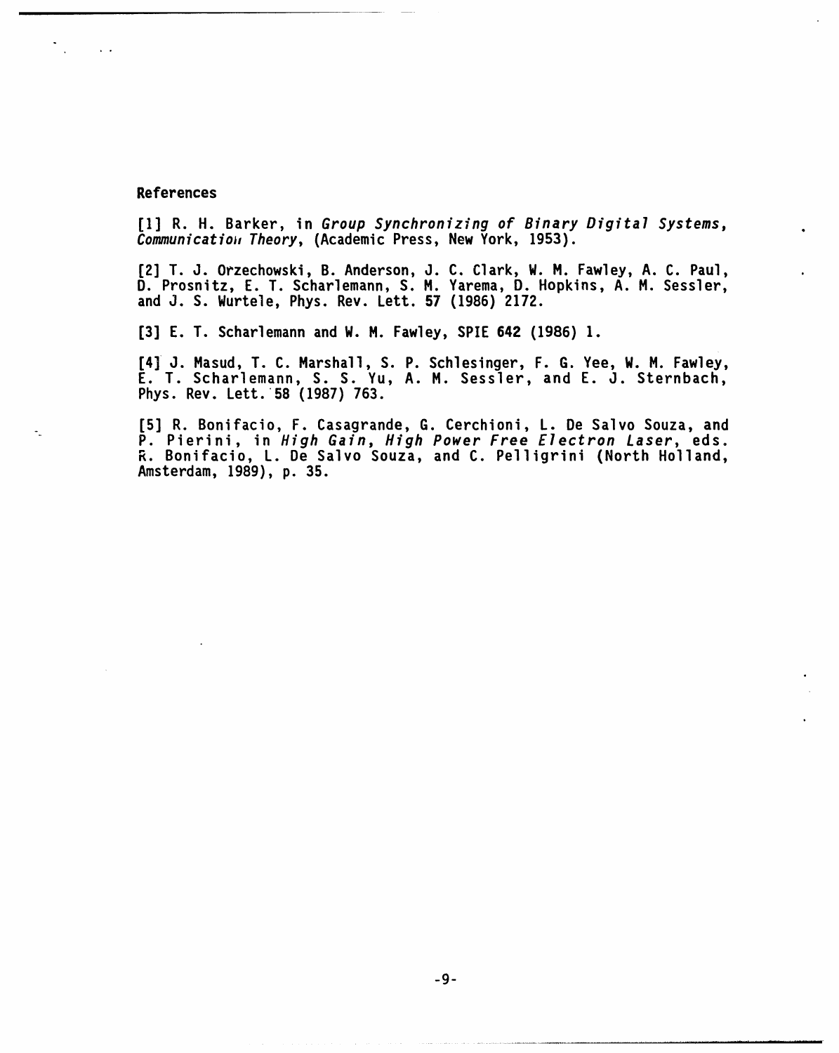## References

[1] R. H. Barker, in *Group Synchronizing of Binary Digital Systems, Communication Theory*, (Academic Press, New York, 1953).

[2] T. J. Orzechowski, B. Anderson, J. C. Clark, W. M. Fawley, A. C. Paul, D. Prosnitz, E. T. Scharlemann, S. M. Yarema, D. Hopkins, A. M. Sessler, and J. S. Wurtele, Phys. Rev. Lett. **57** (1986) 2172.

[3] E. T. Scharlemann and W. M. Fawley, SPIE **642** (1986) 1.

[4] J. Masud, T. C. Marshall, S. P. Schlesinger, F. G. Yee, W. M. Fawley, E. T. Scharlemann, S. S. Yu, A. M. Sessler, and E. J. Sternbach, Phys. Rev. Lett. **58** (1987) 763.

[5] R. Bonifacio, F. Casagrande, G. Cerchioni, L. De Salvo Souza, and P. Pierini, in *High Gain, High Power Free Electron Laser*, eds. R. Bonifacio, L. De Salvo Souza, and C. Pelligrini (North Holland, Amsterdam, 1989), p. 35.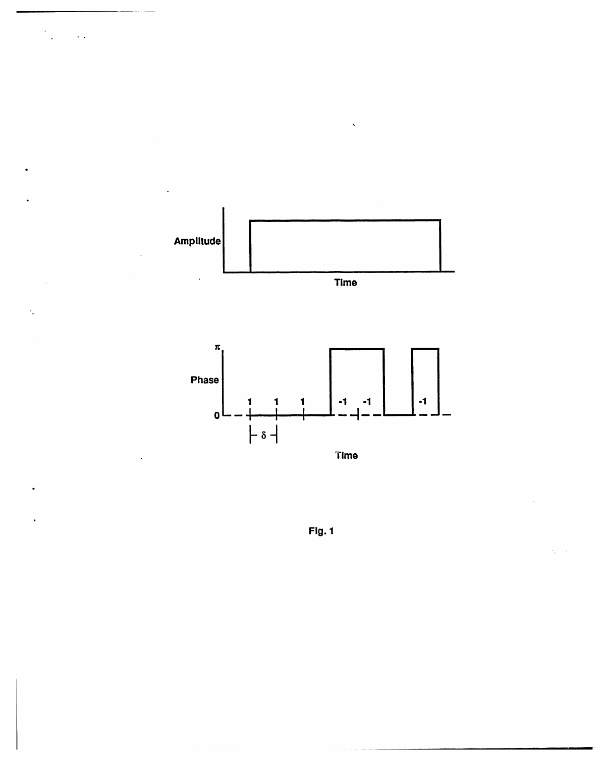Fig. 1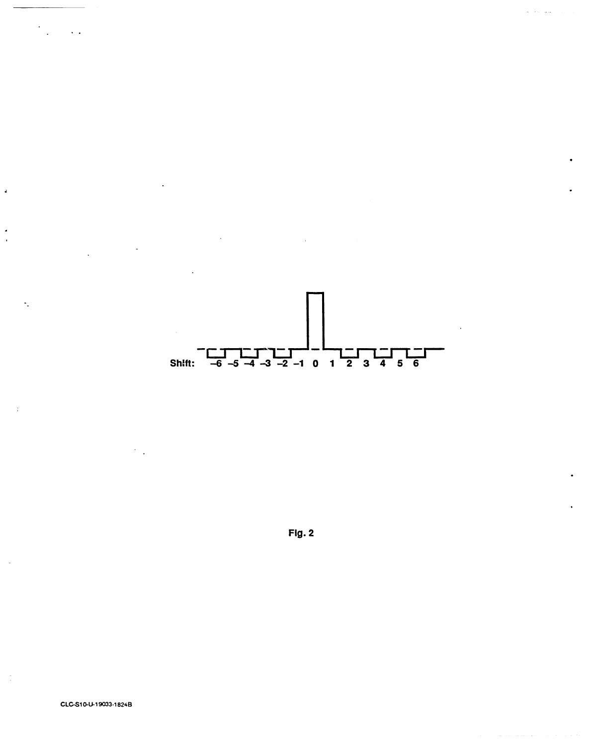Shift: –6 –5 –4 –3 –2 –1 0 1 2 3 4 5 6

Fig. 2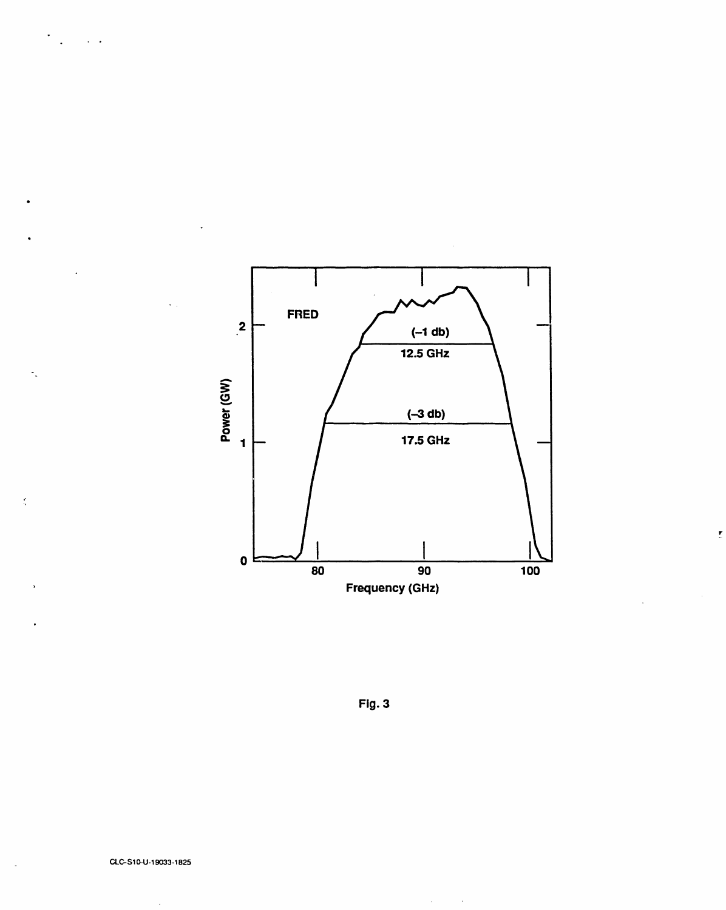Fig. 3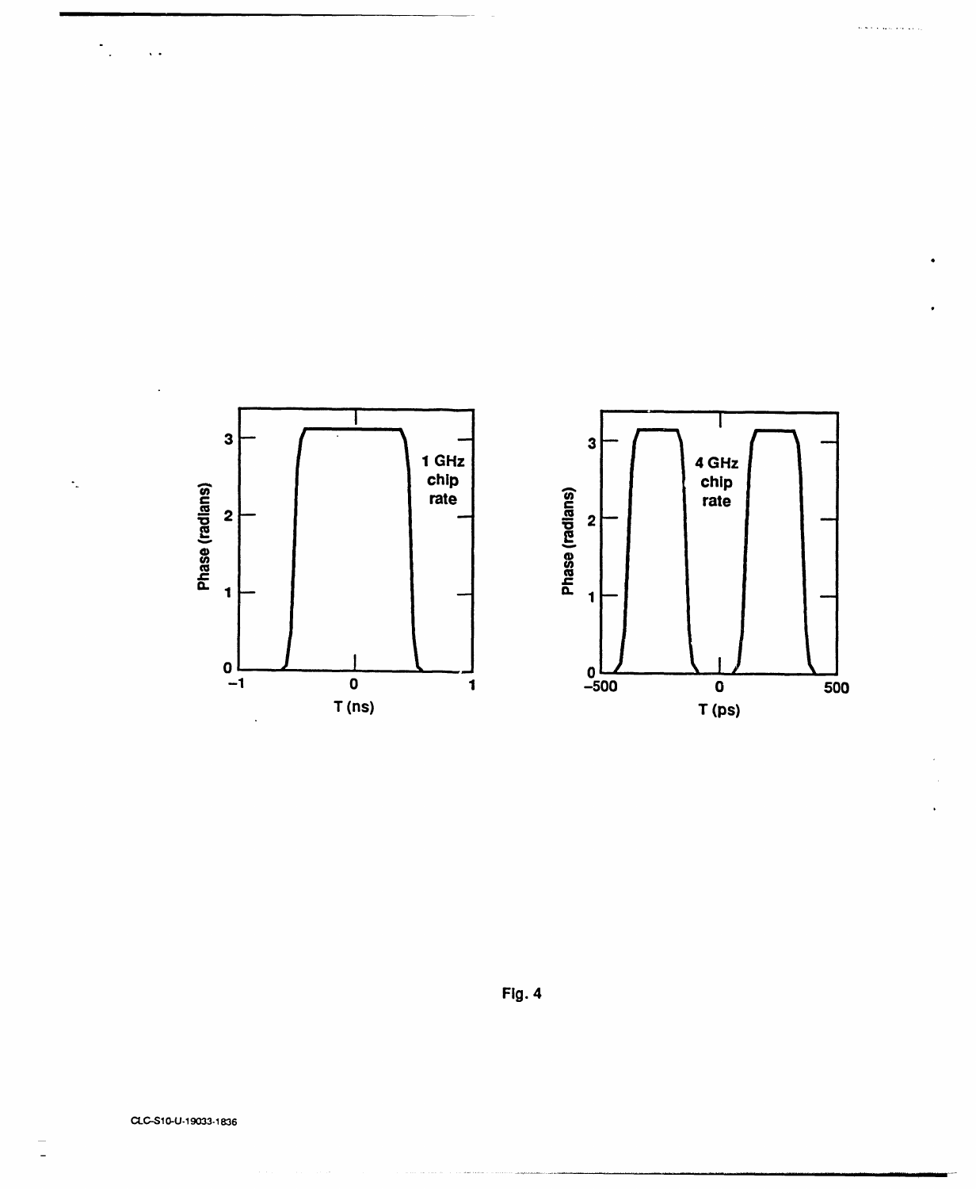Fig. 4

CLC-S10-U-19033-1836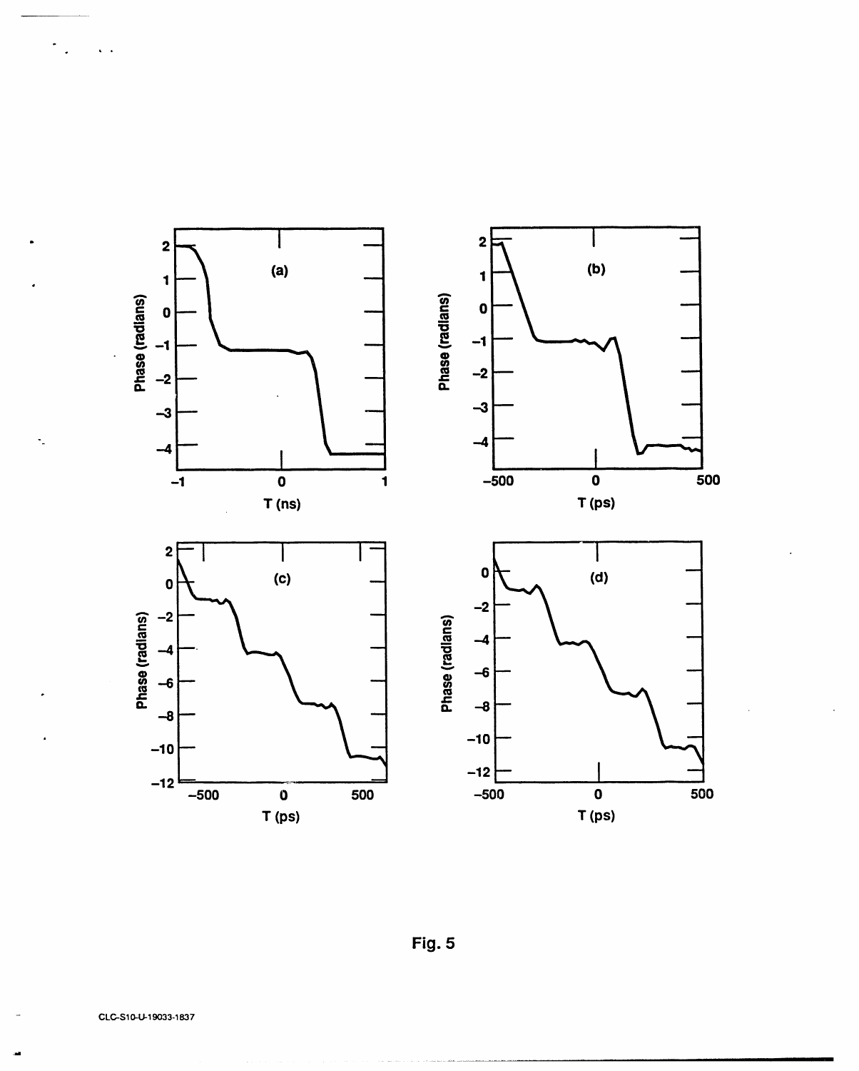Fig. 5

CLC-S10-U-19033-1837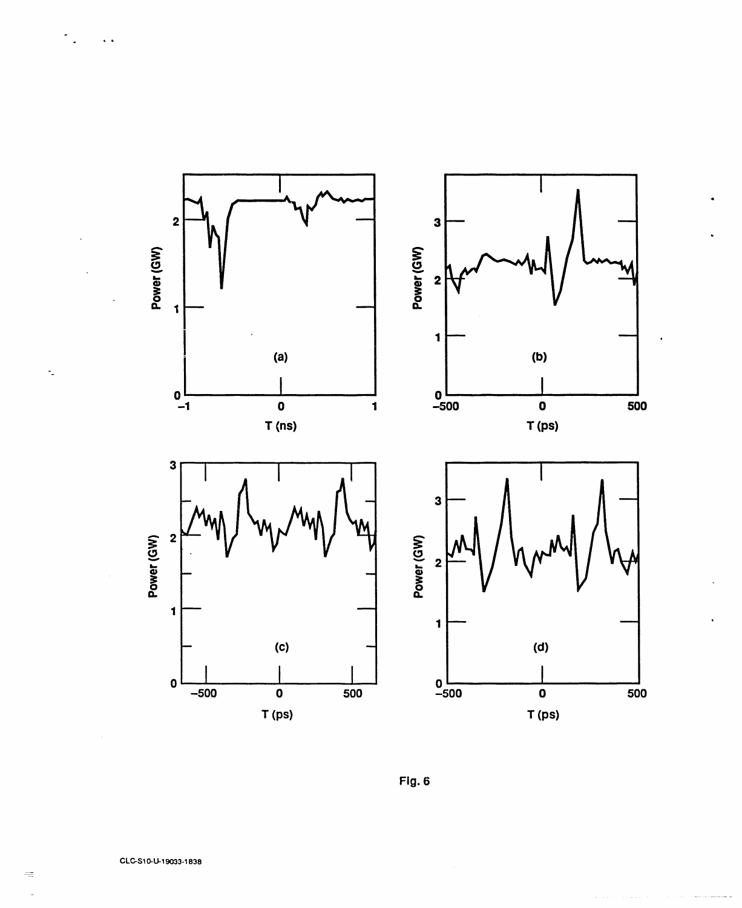Fig. 6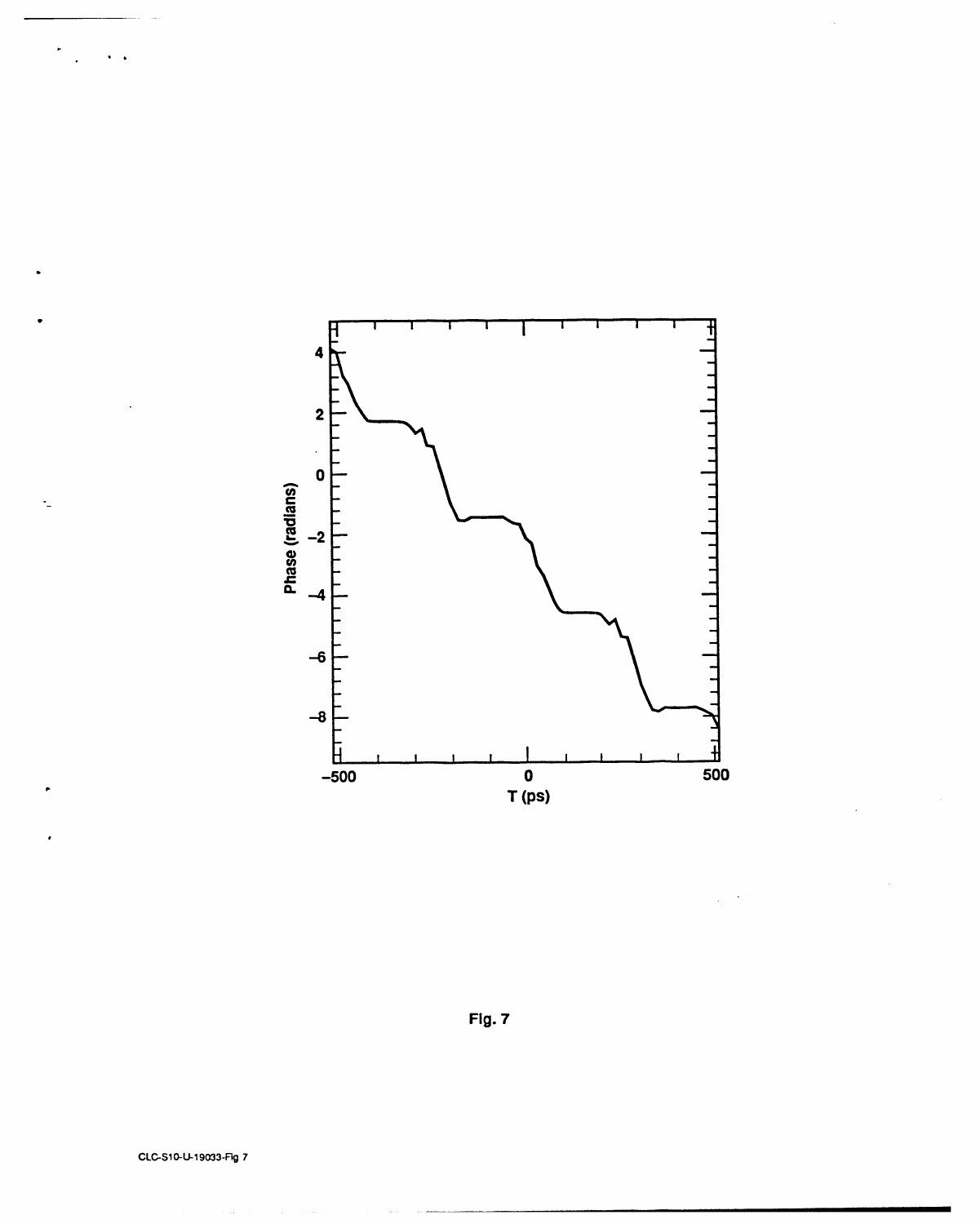Fig. 7

CLC-S10-U-19033-Fig 7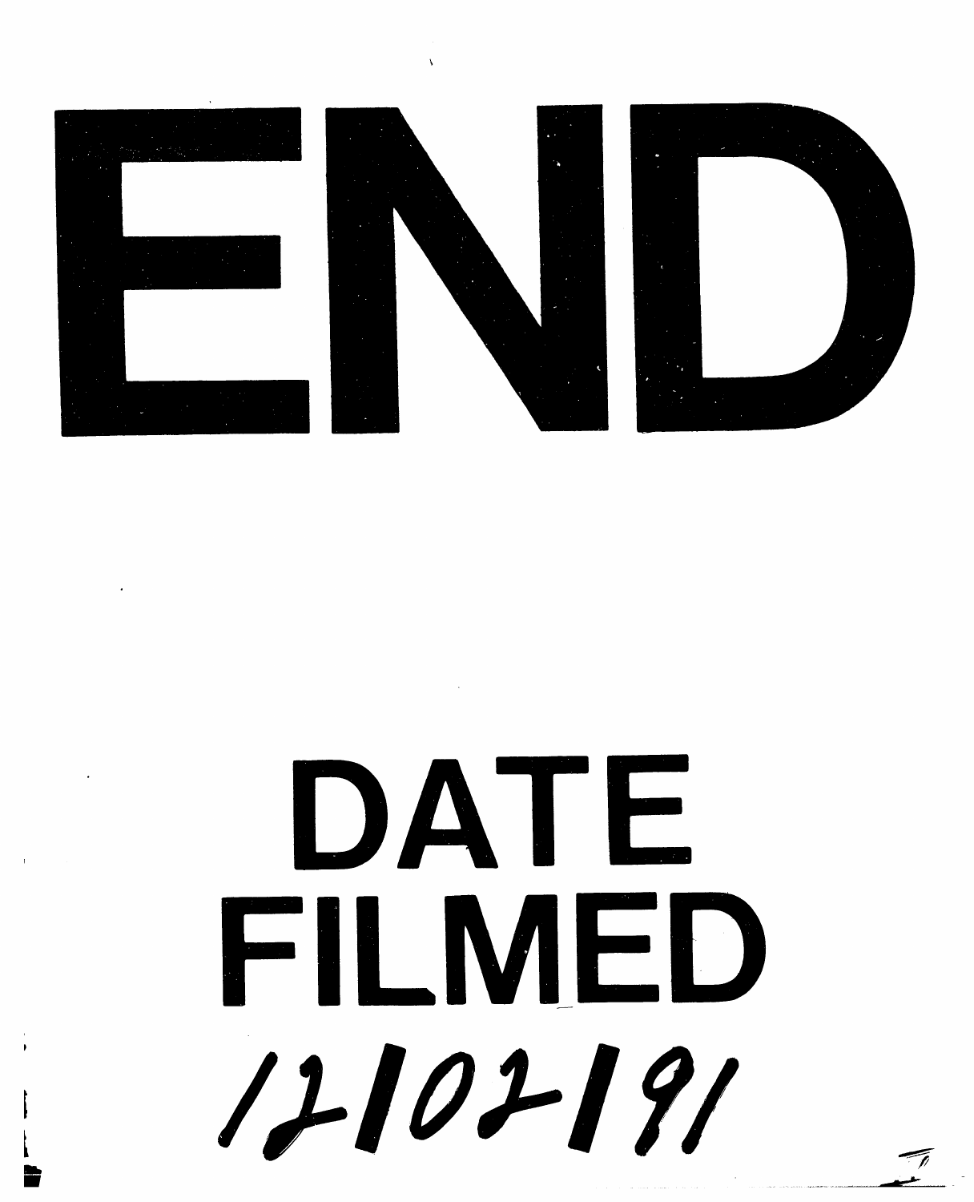# END

# DATE FILMED

12/02/91